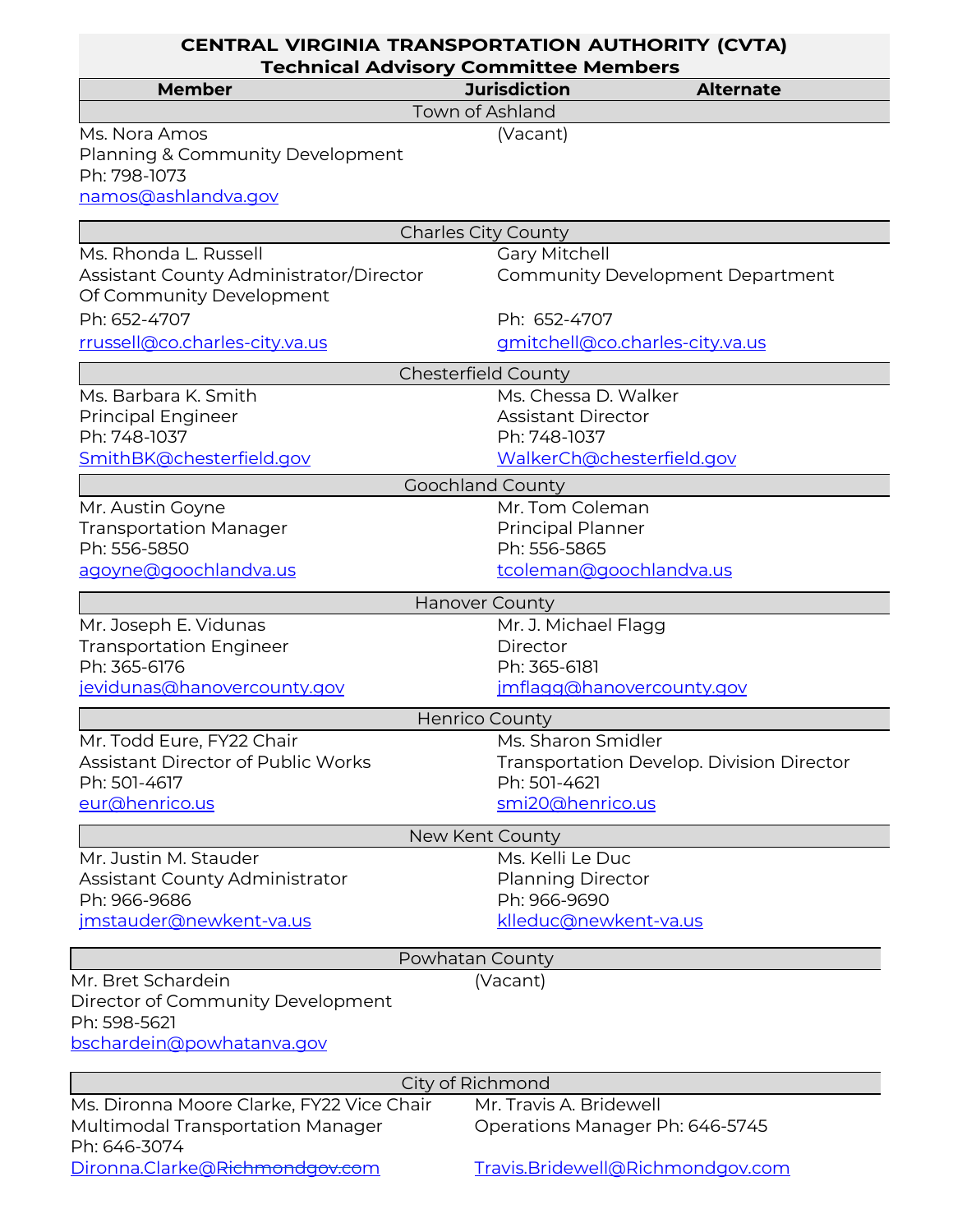# CENTRAL VIRGINIA TRANSPORTATION AUTHORITY (CVTA)
## Technical Advisory Committee Members

| Member | Jurisdiction | Alternate |
|---|---|---|
| | **Town of Ashland** | |
| Ms. Nora Amos<br>Planning & Community Development<br>Ph: 798-1073<br>namos@ashlandva.gov | | (Vacant) |
| | **Charles City County** | |
| Ms. Rhonda L. Russell<br>Assistant County Administrator/Director Of Community Development<br>Ph: 652-4707<br>rrussell@co.charles-city.va.us | | Gary Mitchell<br>Community Development Department<br>Ph: 652-4707<br>gmitchell@co.charles-city.va.us |
| | **Chesterfield County** | |
| Ms. Barbara K. Smith<br>Principal Engineer<br>Ph: 748-1037<br>SmithBK@chesterfield.gov | | Ms. Chessa D. Walker<br>Assistant Director<br>Ph: 748-1037<br>WalkerCh@chesterfield.gov |
| | **Goochland County** | |
| Mr. Austin Goyne<br>Transportation Manager<br>Ph: 556-5850<br>agoyne@goochlandva.us | | Mr. Tom Coleman<br>Principal Planner<br>Ph: 556-5865<br>tcoleman@goochlandva.us |
| | **Hanover County** | |
| Mr. Joseph E. Vidunas<br>Transportation Engineer<br>Ph: 365-6176<br>jevidunas@hanovercounty.gov | | Mr. J. Michael Flagg<br>Director<br>Ph: 365-6181<br>jmflagg@hanovercounty.gov |
| | **Henrico County** | |
| Mr. Todd Eure, FY22 Chair<br>Assistant Director of Public Works<br>Ph: 501-4617<br>eur@henrico.us | | Ms. Sharon Smidler<br>Transportation Develop. Division Director<br>Ph: 501-4621<br>smi20@henrico.us |
| | **New Kent County** | |
| Mr. Justin M. Stauder<br>Assistant County Administrator<br>Ph: 966-9686<br>jmstauder@newkent-va.us | | Ms. Kelli Le Duc<br>Planning Director<br>Ph: 966-9690<br>klleduc@newkent-va.us |
| | **Powhatan County** | |
| Mr. Bret Schardein<br>Director of Community Development<br>Ph: 598-5621<br>bschardein@powhatanva.gov | | (Vacant) |
| | **City of Richmond** | |
| Ms. Dironna Moore Clarke, FY22 Vice Chair<br>Multimodal Transportation Manager<br>Ph: 646-3074<br>Dironna.Clarke@~~Richmondgov.com~~ | | Mr. Travis A. Bridewell<br>Operations Manager Ph: 646-5745<br>Travis.Bridewell@Richmondgov.com |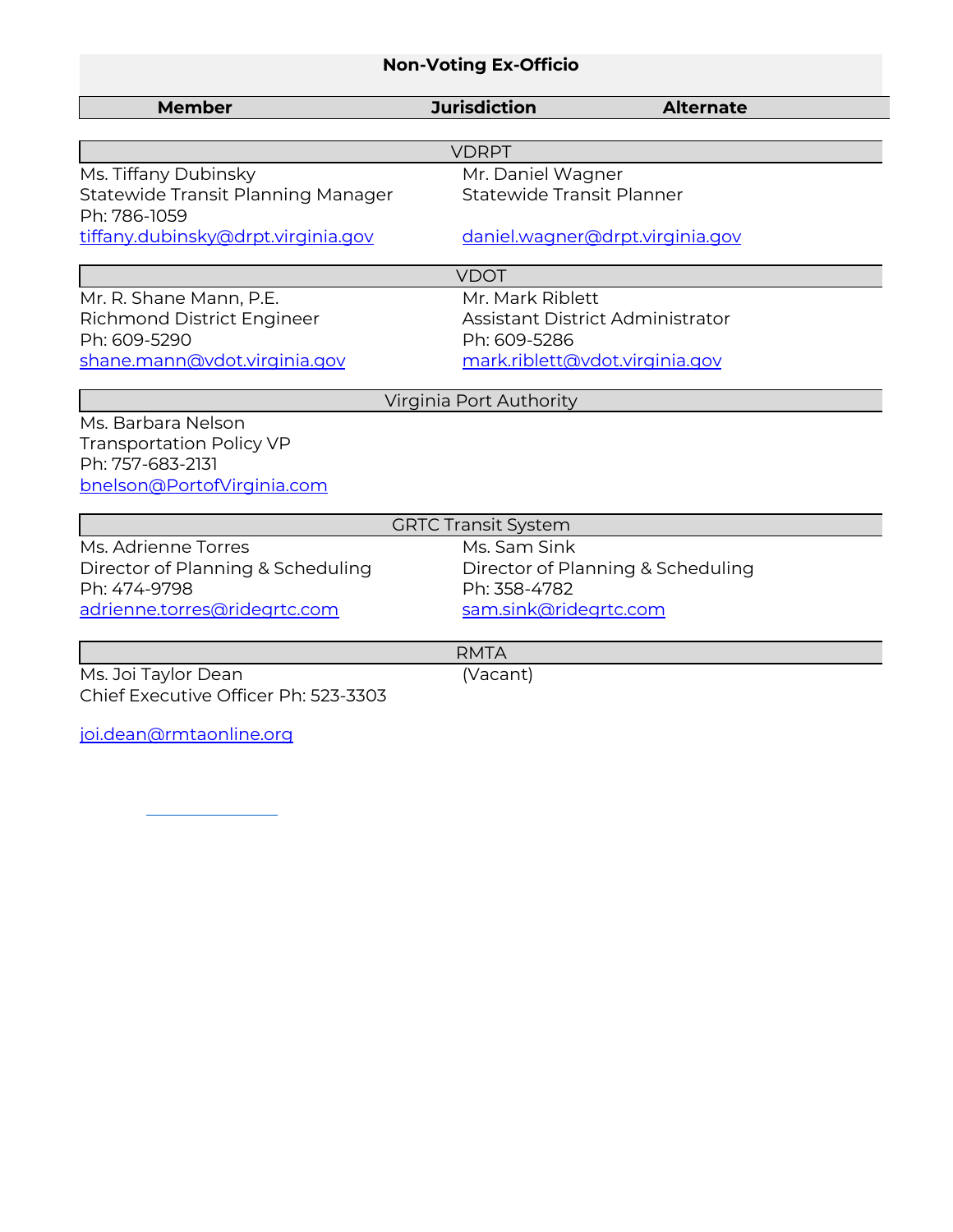## Non-Voting Ex-Officio

| Member | Jurisdiction | Alternate |
|---|---|---|
| | **VDRPT** | |
| Ms. Tiffany Dubinsky<br>Statewide Transit Planning Manager<br>Ph: 786-1059<br>tiffany.dubinsky@drpt.virginia.gov | | Mr. Daniel Wagner<br>Statewide Transit Planner<br><br>daniel.wagner@drpt.virginia.gov |
| | **VDOT** | |
| Mr. R. Shane Mann, P.E.<br>Richmond District Engineer<br>Ph: 609-5290<br>shane.mann@vdot.virginia.gov | | Mr. Mark Riblett<br>Assistant District Administrator<br>Ph: 609-5286<br>mark.riblett@vdot.virginia.gov |
| | **Virginia Port Authority** | |
| Ms. Barbara Nelson<br>Transportation Policy VP<br>Ph: 757-683-2131<br>bnelson@PortofVirginia.com | | |
| | **GRTC Transit System** | |
| Ms. Adrienne Torres<br>Director of Planning & Scheduling<br>Ph: 474-9798<br>adrienne.torres@ridegrtc.com | | Ms. Sam Sink<br>Director of Planning & Scheduling<br>Ph: 358-4782<br>sam.sink@ridegrtc.com |
| | **RMTA** | |
| Ms. Joi Taylor Dean<br>Chief Executive Officer Ph: 523-3303<br><br>joi.dean@rmtaonline.org | | (Vacant) |